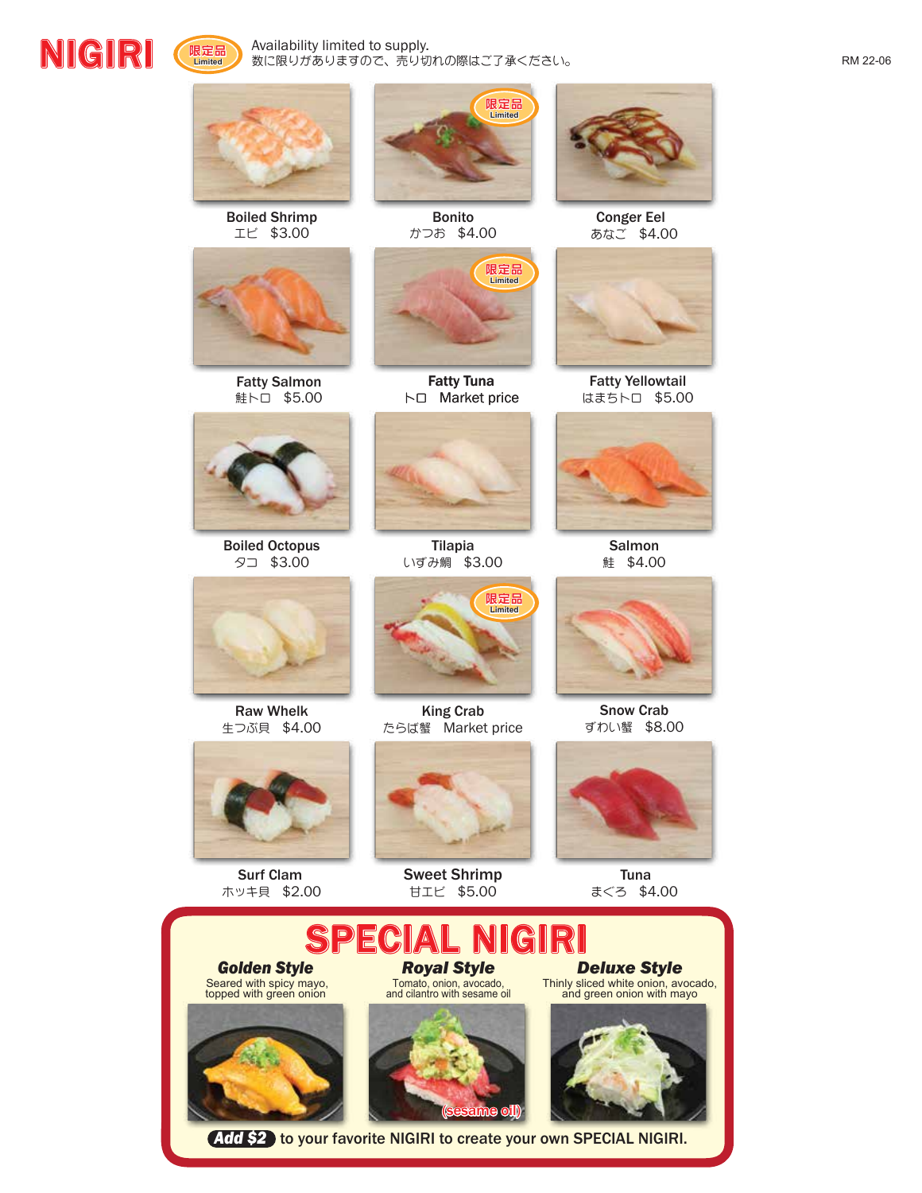# NIGIRI

限定品 Limited — Availability limited to supply.
数に限りがありますので、売り切れの際はご了承ください。

RM 22-06

- **Boiled Shrimp** エビ $3.00
- **Bonito** かつお $4.00 (限定品 Limited)
- **Conger Eel** あなご $4.00
- **Fatty Salmon** 鮭トロ $5.00
- **Fatty Tuna** トロ Market price (限定品 Limited)
- **Fatty Yellowtail** はまちトロ $5.00
- **Boiled Octopus** タコ $3.00
- **Tilapia** いずみ鯛 $3.00
- **Salmon** 鮭 $4.00
- **Raw Whelk** 生つぶ貝 $4.00
- **King Crab** たらば蟹 Market price (限定品 Limited)
- **Snow Crab** ずわい蟹 $8.00
- **Surf Clam** ホッキ貝 $2.00
- **Sweet Shrimp** 甘エビ $5.00
- **Tuna** まぐろ $4.00

## SPECIAL NIGIRI

***Golden Style***
Seared with spicy mayo, topped with green onion

***Royal Style***
Tomato, onion, avocado, and cilantro with sesame oil

(sesame oil)

***Deluxe Style***
Thinly sliced white onion, avocado, and green onion with mayo

**Add $2** to your favorite NIGIRI to create your own SPECIAL NIGIRI.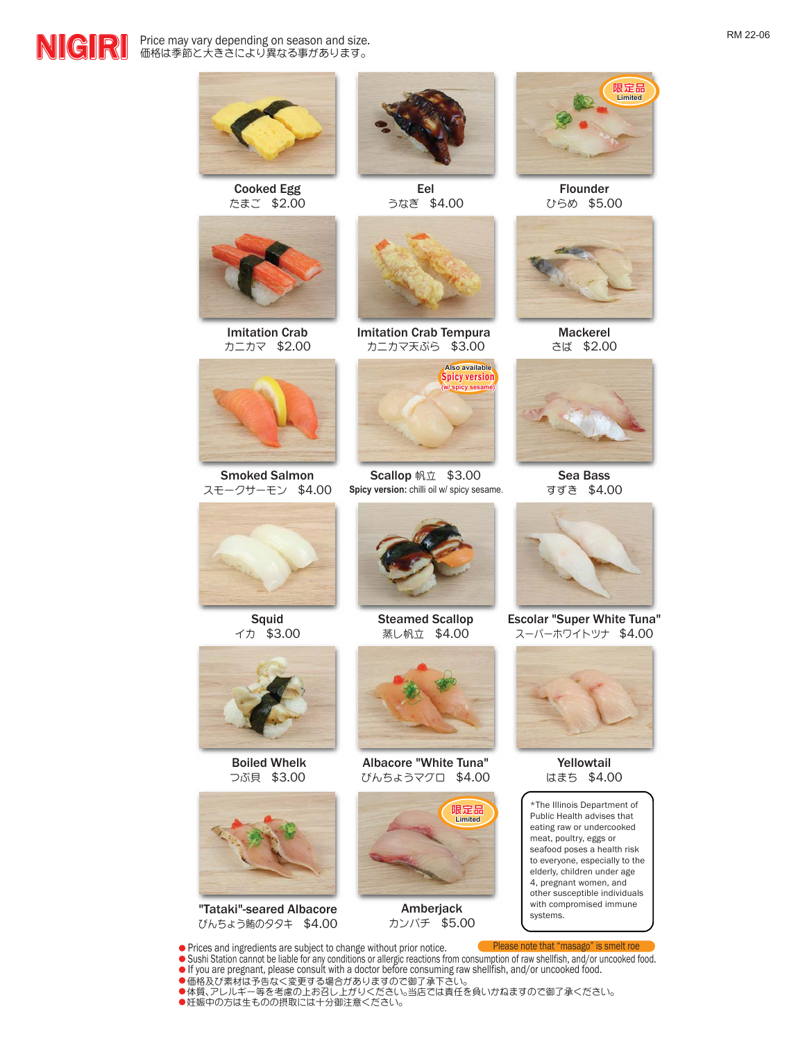# NIGIRI

Price may vary depending on season and size.
価格は季節と大きさにより異なる事があります。

RM 22-06

**Cooked Egg**
たまご　$2.00

**Eel**
うなぎ　$4.00

限定品 Limited

**Flounder**
ひらめ　$5.00

**Imitation Crab**
カニカマ　$2.00

**Imitation Crab Tempura**
カニカマ天ぷら　$3.00

**Mackerel**
さば　$2.00

**Smoked Salmon**
スモークサーモン　$4.00

Also available Spicy version (w/ spicy sesame)

**Scallop** 帆立　$3.00
**Spicy version:** chilli oil w/ spicy sesame.

**Sea Bass**
すずき　$4.00

**Squid**
イカ　$3.00

**Steamed Scallop**
蒸し帆立　$4.00

**Escolar "Super White Tuna"**
スーパーホワイトツナ　$4.00

**Boiled Whelk**
つぶ貝　$3.00

**Albacore "White Tuna"**
びんちょうマグロ　$4.00

**Yellowtail**
はまち　$4.00

**"Tataki"-seared Albacore**
びんちょう鮪のタタキ　$4.00

限定品 Limited

**Amberjack**
カンパチ　$5.00

*The Illinois Department of Public Health advises that eating raw or undercooked meat, poultry, eggs or seafood poses a health risk to everyone, especially to the elderly, children under age 4, pregnant women, and other susceptible individuals with compromised immune systems.

- Prices and ingredients are subject to change without prior notice.
- Sushi Station cannot be liable for any conditions or allergic reactions from consumption of raw shellfish, and/or uncooked food.
- If you are pregnant, please consult with a doctor before consuming raw shellfish, and/or uncooked food.
- 価格及び素材は予告なく変更する場合がありますので御了承下さい。
- 体質、アレルギー等を考慮の上お召し上がりください。当店では責任を負いかねますので御了承ください。
- 妊娠中の方は生ものの摂取には十分御注意ください。

Please note that "masago" is smelt roe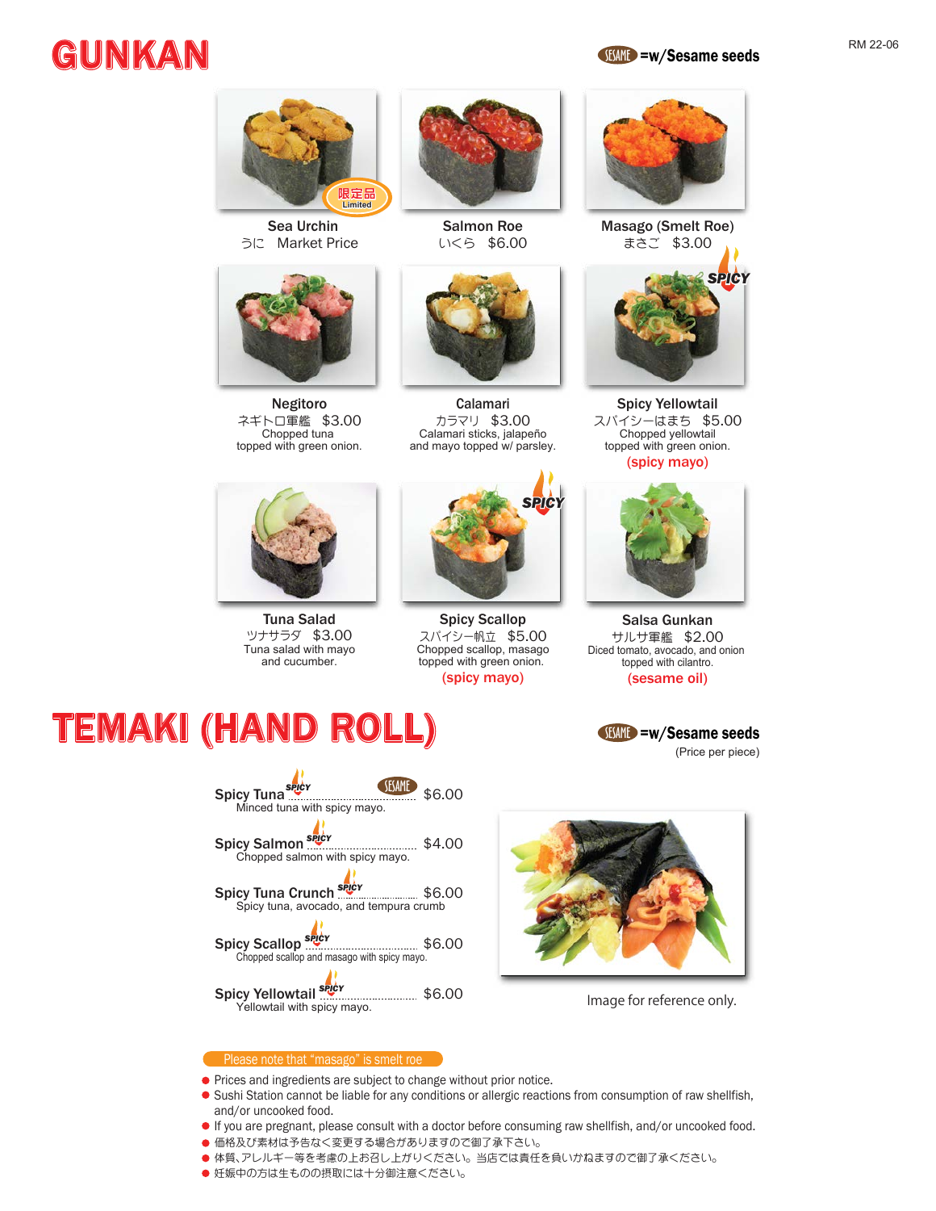# GUNKAN

SESAME =w/Sesame seeds

**Sea Urchin** (限定品 Limited)
うに　Market Price

**Salmon Roe**
いくら　$6.00

**Masago (Smelt Roe)**
まさご　$3.00

**Negitoro**
ネギトロ軍艦　$3.00
Chopped tuna topped with green onion.

**Calamari**
カラマリ　$3.00
Calamari sticks, jalapeño and mayo topped w/ parsley.

**Spicy Yellowtail** (SPICY)
スパイシーはまち　$5.00
Chopped yellowtail topped with green onion.
(spicy mayo)

**Tuna Salad**
ツナサラダ　$3.00
Tuna salad with mayo and cucumber.

**Spicy Scallop** (SPICY)
スパイシー帆立　$5.00
Chopped scallop, masago topped with green onion.
(spicy mayo)

**Salsa Gunkan**
サルサ軍艦　$2.00
Diced tomato, avocado, and onion topped with cilantro.
(sesame oil)

# TEMAKI (HAND ROLL)

SESAME =w/Sesame seeds
(Price per piece)

**Spicy Tuna** (SPICY) (SESAME) ........ $6.00
Minced tuna with spicy mayo.

**Spicy Salmon** (SPICY) ........ $4.00
Chopped salmon with spicy mayo.

**Spicy Tuna Crunch** (SPICY) ........ $6.00
Spicy tuna, avocado, and tempura crumb

**Spicy Scallop** (SPICY) ........ $6.00
Chopped scallop and masago with spicy mayo.

**Spicy Yellowtail** (SPICY) ........ $6.00
Yellowtail with spicy mayo.

Image for reference only.

Please note that "masago" is smelt roe

- Prices and ingredients are subject to change without prior notice.
- Sushi Station cannot be liable for any conditions or allergic reactions from consumption of raw shellfish, and/or uncooked food.
- If you are pregnant, please consult with a doctor before consuming raw shellfish, and/or uncooked food.
- 価格及び素材は予告なく変更する場合がありますので御了承下さい。
- 体質､アレルギー等を考慮の上お召し上がりください。当店では責任を負いかねますので御了承ください。
- 妊娠中の方は生ものの摂取には十分御注意ください。